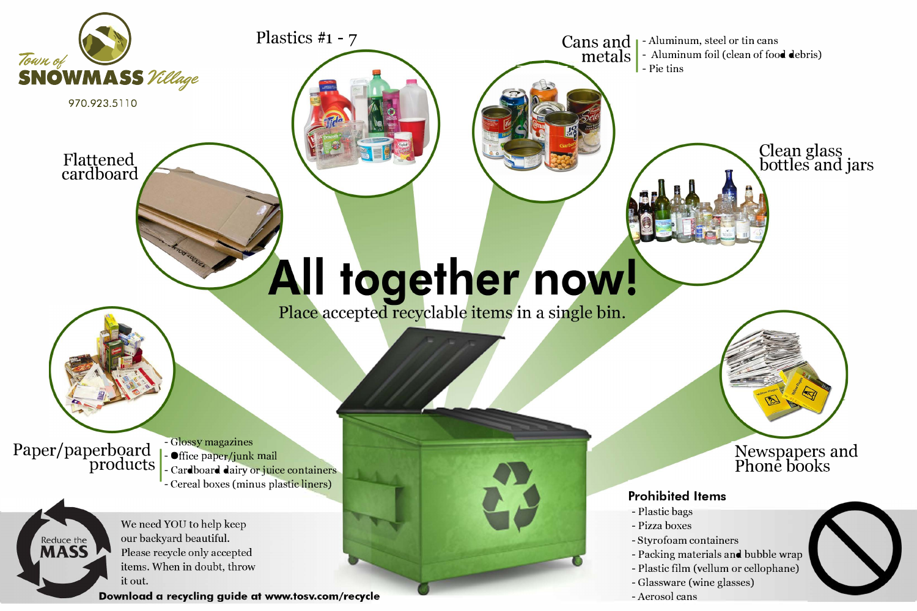Town of **SNOWMASS** Village

970.923.5110

# All together now!

Place accepted recyclable items in a single bin.

## Plastics #1 - 7

## Cans and metals

- Aluminum, steel or tin cans
- Aluminum foil (clean of food debris)
- Pie tins

## Flattened cardboard

## Clean glass bottles and jars

## Paper/paperboard products

- Glossy magazines
- Office paper/junk mail
- Cardboard dairy or juice containers
- Cereal boxes (minus plastic liners)

## Newspapers and Phone books

**Prohibited Items**

- Plastic bags
- Pizza boxes
- Styrofoam containers
- Packing materials and bubble wrap
- Plastic film (vellum or cellophane)
- Glassware (wine glasses)
- Aerosol cans

Reduce the **MASS**

We need YOU to help keep our backyard beautiful. Please recycle only accepted items. When in doubt, throw it out.

**Download a recycling guide at www.tosv.com/recycle**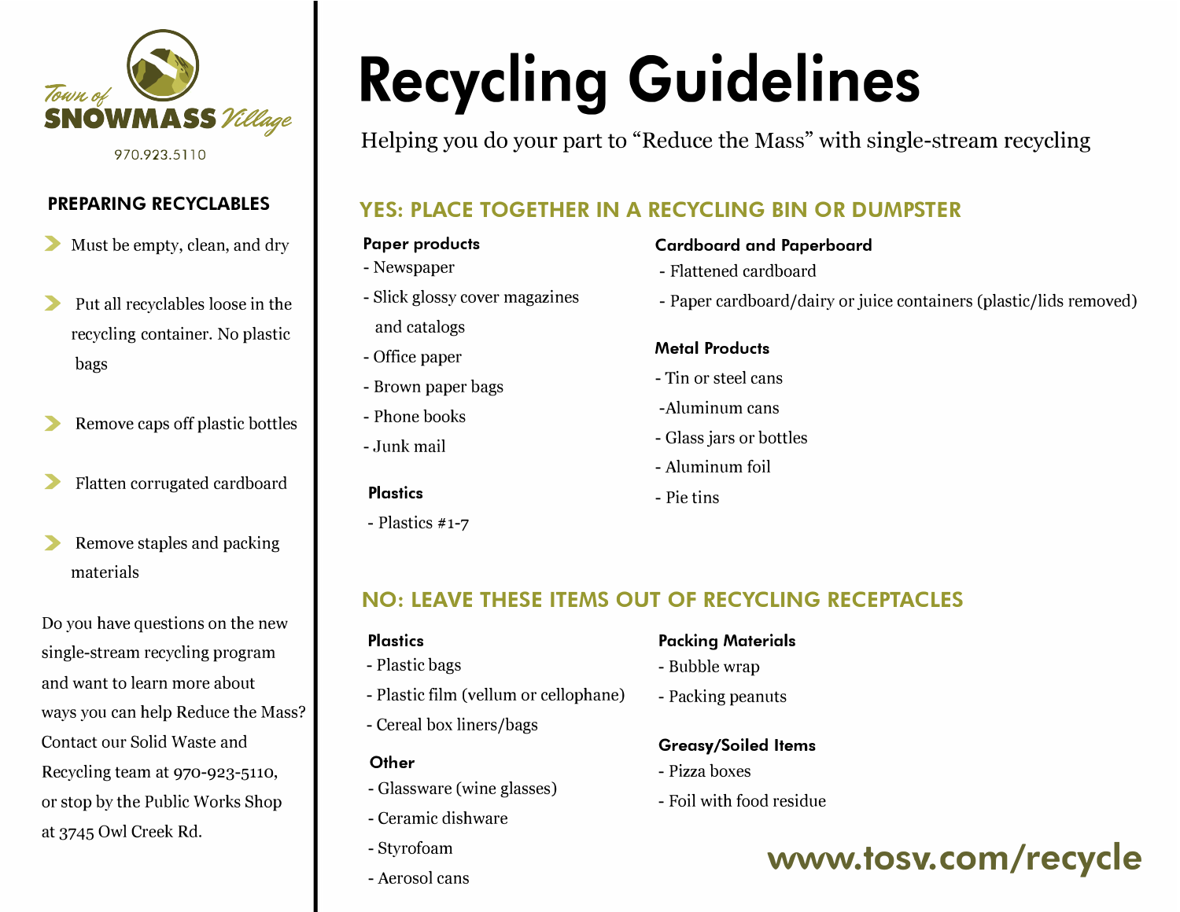Town of SNOWMASS Village

970.923.5110

## PREPARING RECYCLABLES

- Must be empty, clean, and dry
- Put all recyclables loose in the recycling container. No plastic bags
- Remove caps off plastic bottles
- Flatten corrugated cardboard
- Remove staples and packing materials

Do you have questions on the new single-stream recycling program and want to learn more about ways you can help Reduce the Mass? Contact our Solid Waste and Recycling team at 970-923-5110, or stop by the Public Works Shop at 3745 Owl Creek Rd.

# Recycling Guidelines

Helping you do your part to "Reduce the Mass" with single-stream recycling

## YES: PLACE TOGETHER IN A RECYCLING BIN OR DUMPSTER

**Paper products**
- Newspaper
- Slick glossy cover magazines and catalogs
- Office paper
- Brown paper bags
- Phone books
- Junk mail

**Plastics**
- Plastics #1-7

**Cardboard and Paperboard**
- Flattened cardboard
- Paper cardboard/dairy or juice containers (plastic/lids removed)

**Metal Products**
- Tin or steel cans
- Aluminum cans
- Glass jars or bottles
- Aluminum foil
- Pie tins

## NO: LEAVE THESE ITEMS OUT OF RECYCLING RECEPTACLES

**Plastics**
- Plastic bags
- Plastic film (vellum or cellophane)
- Cereal box liners/bags

**Other**
- Glassware (wine glasses)
- Ceramic dishware
- Styrofoam
- Aerosol cans

**Packing Materials**
- Bubble wrap
- Packing peanuts

**Greasy/Soiled Items**
- Pizza boxes
- Foil with food residue

www.tosv.com/recycle